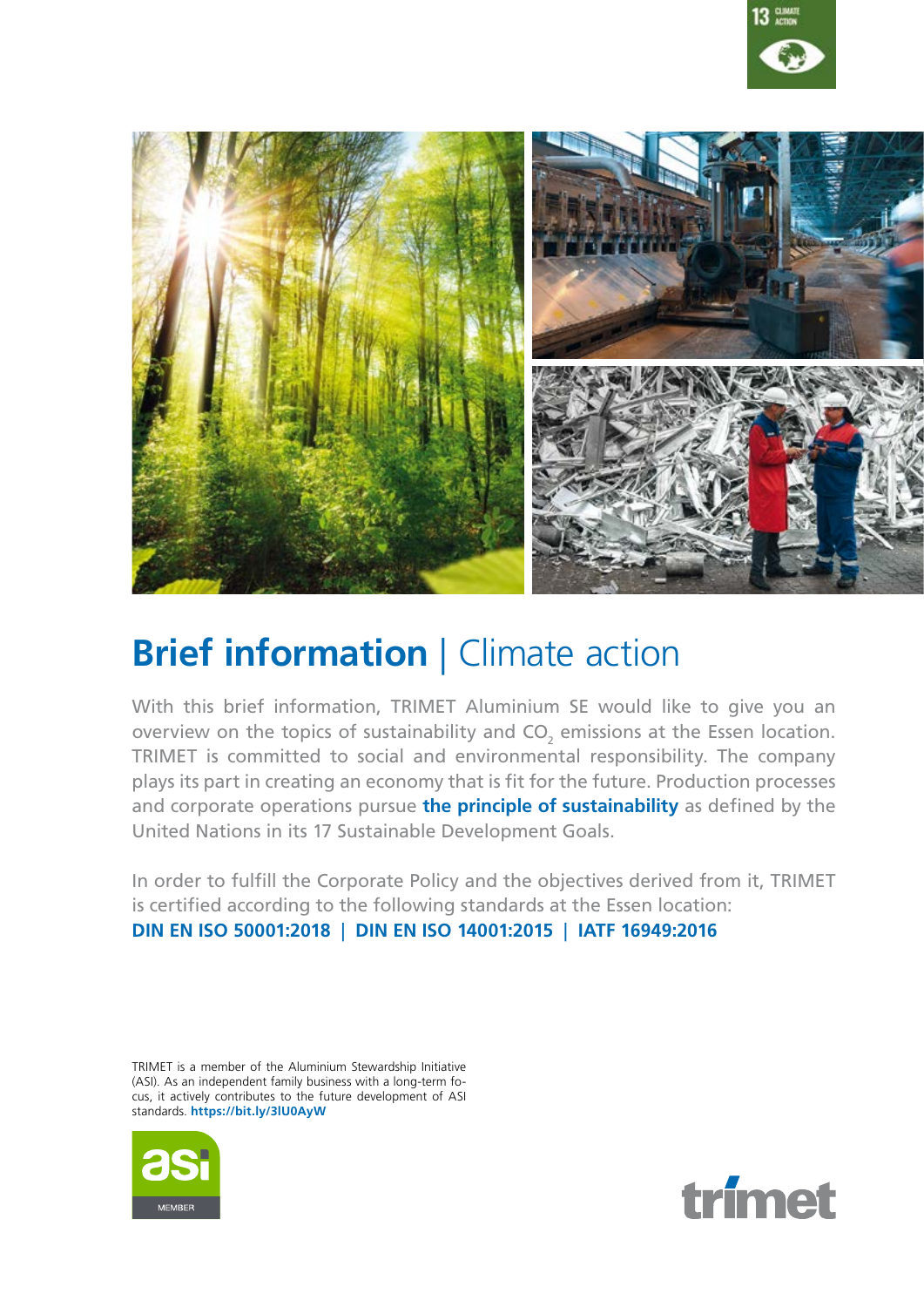# **Brief information** | Climate action

With this brief information, TRIMET Aluminium SE would like to give you an overview on the topics of sustainability and $CO_2$ emissions at the Essen location. TRIMET is committed to social and environmental responsibility. The company plays its part in creating an economy that is fit for the future. Production processes and corporate operations pursue **the principle of sustainability** as defined by the United Nations in its 17 Sustainable Development Goals.

In order to fulfill the Corporate Policy and the objectives derived from it, TRIMET is certified according to the following standards at the Essen location:
**DIN EN ISO 50001:2018 | DIN EN ISO 14001:2015 | IATF 16949:2016**

TRIMET is a member of the Aluminium Stewardship Initiative (ASI). As an independent family business with a long-term focus, it actively contributes to the future development of ASI standards. **https://bit.ly/3lU0AyW**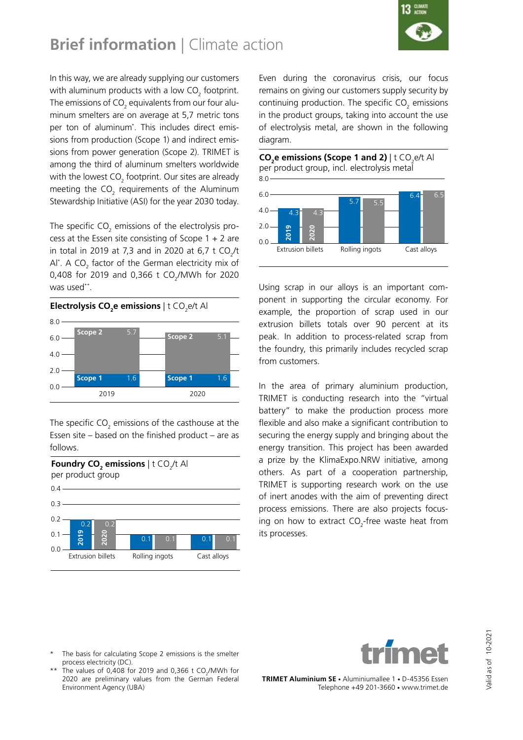# Brief information | Climate action

In this way, we are already supplying our customers with aluminum products with a low $CO_2$ footprint. The emissions of $CO_2$ equivalents from our four aluminum smelters are on average at 5,7 metric tons per ton of aluminum*. This includes direct emissions from production (Scope 1) and indirect emissions from power generation (Scope 2). TRIMET is among the third of aluminum smelters worldwide with the lowest $CO_2$ footprint. Our sites are already meeting the $CO_2$ requirements of the Aluminum Stewardship Initiative (ASI) for the year 2030 today.

The specific $CO_2$ emissions of the electrolysis process at the Essen site consisting of Scope 1 + 2 are in total in 2019 at 7,3 and in 2020 at 6,7 t $CO_2$/t Al*. A $CO_2$ factor of the German electricity mix of 0,408 for 2019 and 0,366 t $CO_2$/MWh for 2020 was used**.

**Electrolysis $CO_2$e emissions** | t $CO_2$e/t Al

8.0
6.0
4.0
2.0
0.0
Scope 2 5.7
Scope 1 1.6
2019
Scope 2 5.1
Scope 1 1.6
2020

The specific $CO_2$ emissions of the casthouse at the Essen site – based on the finished product – are as follows.

**Foundry $CO_2$ emissions** | t $CO_2$/t Al
per product group

0.4
0.3
0.2
0.1
0.0
2019 0.2
2020 0.2
Extrusion billets
0.1
0.1
Rolling ingots
0.1
0.1
Cast alloys

Even during the coronavirus crisis, our focus remains on giving our customers supply security by continuing production. The specific $CO_2$ emissions in the product groups, taking into account the use of electrolysis metal, are shown in the following diagram.

**$CO_2$e emissions (Scope 1 and 2)** | t $CO_2$e/t Al
per product group, incl. electrolysis metal

8.0
6.0
4.0
2.0
0.0
2019 4.3
2020 4.3
Extrusion billets
5.7
5.5
Rolling ingots
6.4
6.5
Cast alloys

Using scrap in our alloys is an important component in supporting the circular economy. For example, the proportion of scrap used in our extrusion billets totals over 90 percent at its peak. In addition to process-related scrap from the foundry, this primarily includes recycled scrap from customers.

In the area of primary aluminium production, TRIMET is conducting research into the "virtual battery" to make the production process more flexible and also make a significant contribution to securing the energy supply and bringing about the energy transition. This project has been awarded a prize by the KlimaExpo.NRW initiative, among others. As part of a cooperation partnership, TRIMET is supporting research work on the use of inert anodes with the aim of preventing direct process emissions. There are also projects focusing on how to extract $CO_2$-free waste heat from its processes.

\* The basis for calculating Scope 2 emissions is the smelter process electricity (DC).

\** The values of 0,408 for 2019 and 0,366 t $CO_2$/MWh for 2020 are preliminary values from the German Federal Environment Agency (UBA)

**TRIMET Aluminium SE** • Aluminiumallee 1 • D-45356 Essen
Telephone +49 201-3660 • www.trimet.de

Valid as of 10-2021